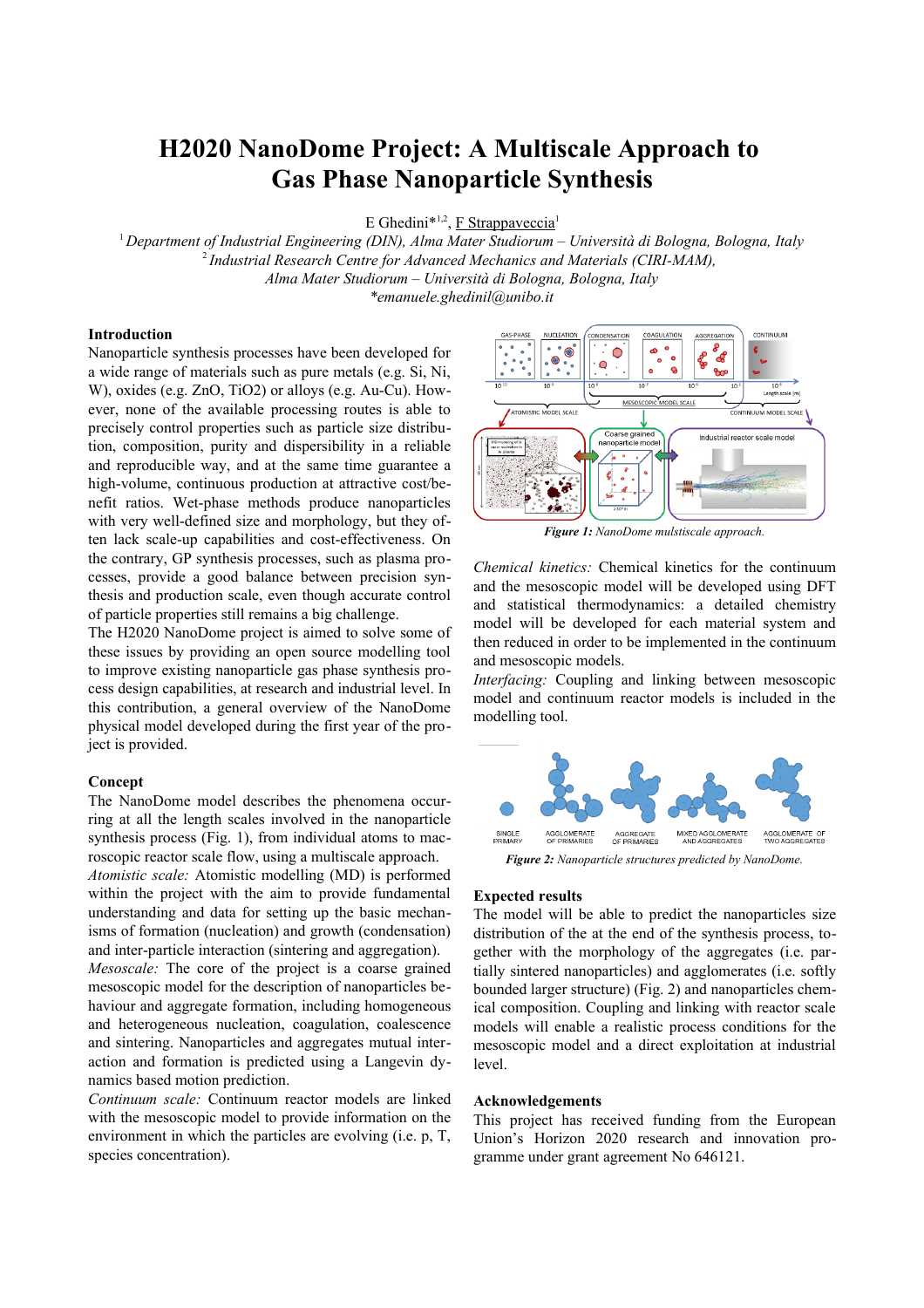# H2020 NanoDome Project: A Multiscale Approach to Gas Phase Nanoparticle Synthesis

E Ghedini*[1,2], F Strappaveccia[1]

[1] *Department of Industrial Engineering (DIN), Alma Mater Studiorum – Università di Bologna, Bologna, Italy*
[2] *Industrial Research Centre for Advanced Mechanics and Materials (CIRI-MAM), Alma Mater Studiorum – Università di Bologna, Bologna, Italy*
*\*emanuele.ghedini1@unibo.it*

## Introduction

Nanoparticle synthesis processes have been developed for a wide range of materials such as pure metals (e.g. Si, Ni, W), oxides (e.g. ZnO, TiO2) or alloys (e.g. Au-Cu). However, none of the available processing routes is able to precisely control properties such as particle size distribution, composition, purity and dispersibility in a reliable and reproducible way, and at the same time guarantee a high-volume, continuous production at attractive cost/benefit ratios. Wet-phase methods produce nanoparticles with very well-defined size and morphology, but they often lack scale-up capabilities and cost-effectiveness. On the contrary, GP synthesis processes, such as plasma processes, provide a good balance between precision synthesis and production scale, even though accurate control of particle properties still remains a big challenge.

The H2020 NanoDome project is aimed to solve some of these issues by providing an open source modelling tool to improve existing nanoparticle gas phase synthesis process design capabilities, at research and industrial level. In this contribution, a general overview of the NanoDome physical model developed during the first year of the project is provided.

## Concept

The NanoDome model describes the phenomena occurring at all the length scales involved in the nanoparticle synthesis process (Fig. 1), from individual atoms to macroscopic reactor scale flow, using a multiscale approach.

*Atomistic scale:* Atomistic modelling (MD) is performed within the project with the aim to provide fundamental understanding and data for setting up the basic mechanisms of formation (nucleation) and growth (condensation) and inter-particle interaction (sintering and aggregation).

*Mesoscale:* The core of the project is a coarse grained mesoscopic model for the description of nanoparticles behaviour and aggregate formation, including homogeneous and heterogeneous nucleation, coagulation, coalescence and sintering. Nanoparticles and aggregates mutual interaction and formation is predicted using a Langevin dynamics based motion prediction.

*Continuum scale:* Continuum reactor models are linked with the mesoscopic model to provide information on the environment in which the particles are evolving (i.e. p, T, species concentration).

***Figure 1:*** *NanoDome mulstiscale approach.*

*Chemical kinetics:* Chemical kinetics for the continuum and the mesoscopic model will be developed using DFT and statistical thermodynamics: a detailed chemistry model will be developed for each material system and then reduced in order to be implemented in the continuum and mesoscopic models.

*Interfacing:* Coupling and linking between mesoscopic model and continuum reactor models is included in the modelling tool.

***Figure 2:*** *Nanoparticle structures predicted by NanoDome.*

## Expected results

The model will be able to predict the nanoparticles size distribution of the at the end of the synthesis process, together with the morphology of the aggregates (i.e. partially sintered nanoparticles) and agglomerates (i.e. softly bounded larger structure) (Fig. 2) and nanoparticles chemical composition. Coupling and linking with reactor scale models will enable a realistic process conditions for the mesoscopic model and a direct exploitation at industrial level.

## Acknowledgements

This project has received funding from the European Union's Horizon 2020 research and innovation programme under grant agreement No 646121.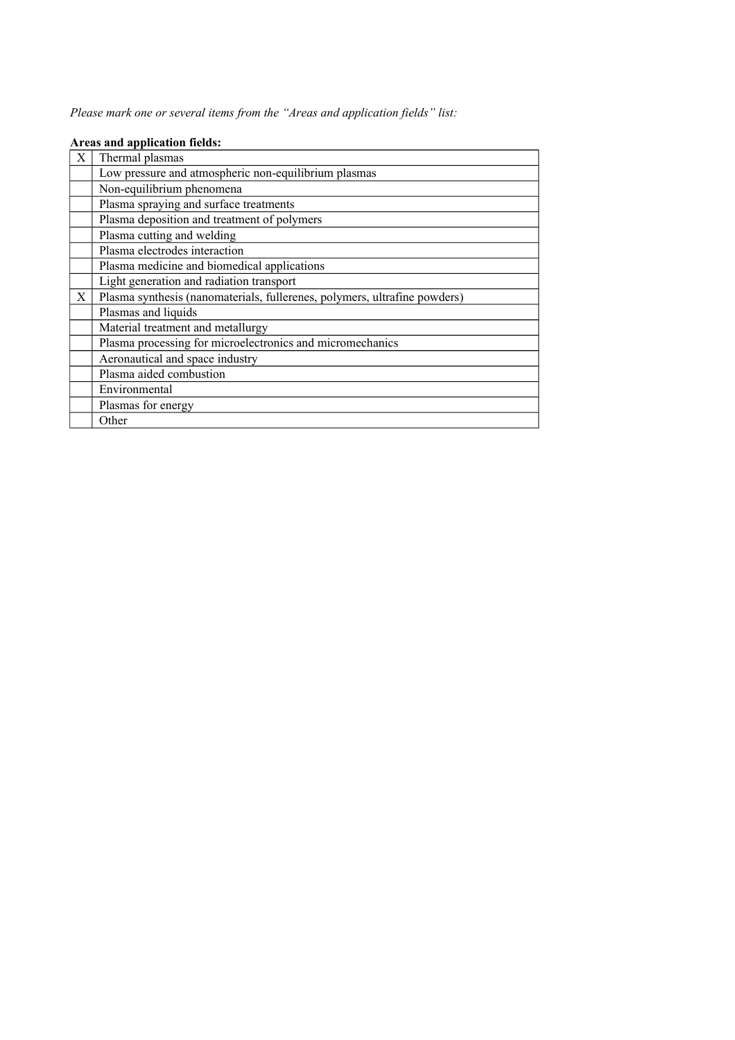*Please mark one or several items from the "Areas and application fields" list:*

**Areas and application fields:**

| | |
|---|---|
| X | Thermal plasmas |
| | Low pressure and atmospheric non-equilibrium plasmas |
| | Non-equilibrium phenomena |
| | Plasma spraying and surface treatments |
| | Plasma deposition and treatment of polymers |
| | Plasma cutting and welding |
| | Plasma electrodes interaction |
| | Plasma medicine and biomedical applications |
| | Light generation and radiation transport |
| X | Plasma synthesis (nanomaterials, fullerenes, polymers, ultrafine powders) |
| | Plasmas and liquids |
| | Material treatment and metallurgy |
| | Plasma processing for microelectronics and micromechanics |
| | Aeronautical and space industry |
| | Plasma aided combustion |
| | Environmental |
| | Plasmas for energy |
| | Other |